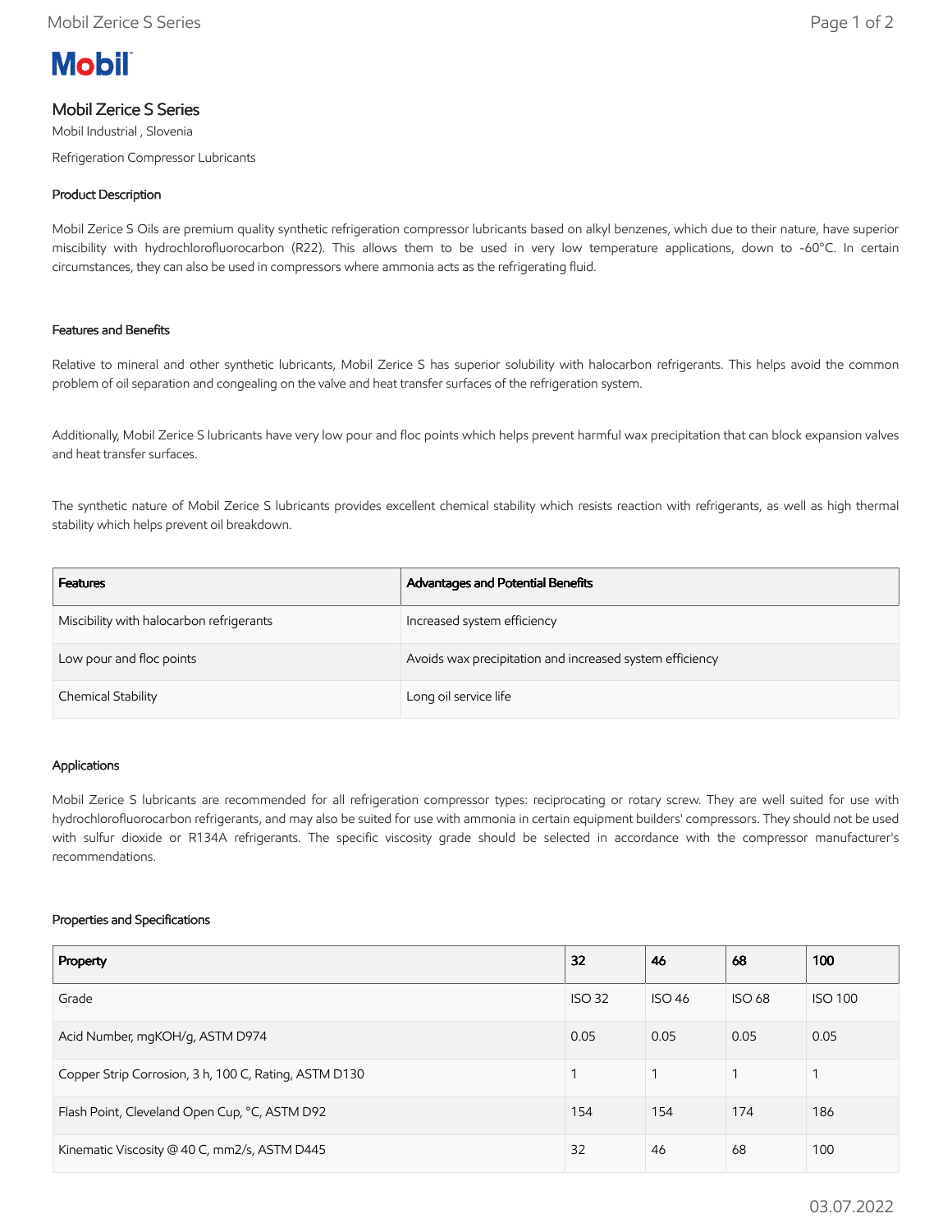Mobil

# Mobil Zerice S Series

Mobil Industrial , Slovenia

Refrigeration Compressor Lubricants

## Product Description

Mobil Zerice S Oils are premium quality synthetic refrigeration compressor lubricants based on alkyl benzenes, which due to their nature, have superior miscibility with hydrochlorofluorocarbon (R22). This allows them to be used in very low temperature applications, down to -60°C. In certain circumstances, they can also be used in compressors where ammonia acts as the refrigerating fluid.

## Features and Benefits

Relative to mineral and other synthetic lubricants, Mobil Zerice S has superior solubility with halocarbon refrigerants. This helps avoid the common problem of oil separation and congealing on the valve and heat transfer surfaces of the refrigeration system.

Additionally, Mobil Zerice S lubricants have very low pour and floc points which helps prevent harmful wax precipitation that can block expansion valves and heat transfer surfaces.

The synthetic nature of Mobil Zerice S lubricants provides excellent chemical stability which resists reaction with refrigerants, as well as high thermal stability which helps prevent oil breakdown.

| Features | Advantages and Potential Benefits |
| --- | --- |
| Miscibility with halocarbon refrigerants | Increased system efficiency |
| Low pour and floc points | Avoids wax precipitation and increased system efficiency |
| Chemical Stability | Long oil service life |

## Applications

Mobil Zerice S lubricants are recommended for all refrigeration compressor types: reciprocating or rotary screw. They are well suited for use with hydrochlorofluorocarbon refrigerants, and may also be suited for use with ammonia in certain equipment builders' compressors. They should not be used with sulfur dioxide or R134A refrigerants. The specific viscosity grade should be selected in accordance with the compressor manufacturer's recommendations.

## Properties and Specifications

| Property | 32 | 46 | 68 | 100 |
| --- | --- | --- | --- | --- |
| Grade | ISO 32 | ISO 46 | ISO 68 | ISO 100 |
| Acid Number, mgKOH/g, ASTM D974 | 0.05 | 0.05 | 0.05 | 0.05 |
| Copper Strip Corrosion, 3 h, 100 C, Rating, ASTM D130 | 1 | 1 | 1 | 1 |
| Flash Point, Cleveland Open Cup, °C, ASTM D92 | 154 | 154 | 174 | 186 |
| Kinematic Viscosity @ 40 C, mm2/s, ASTM D445 | 32 | 46 | 68 | 100 |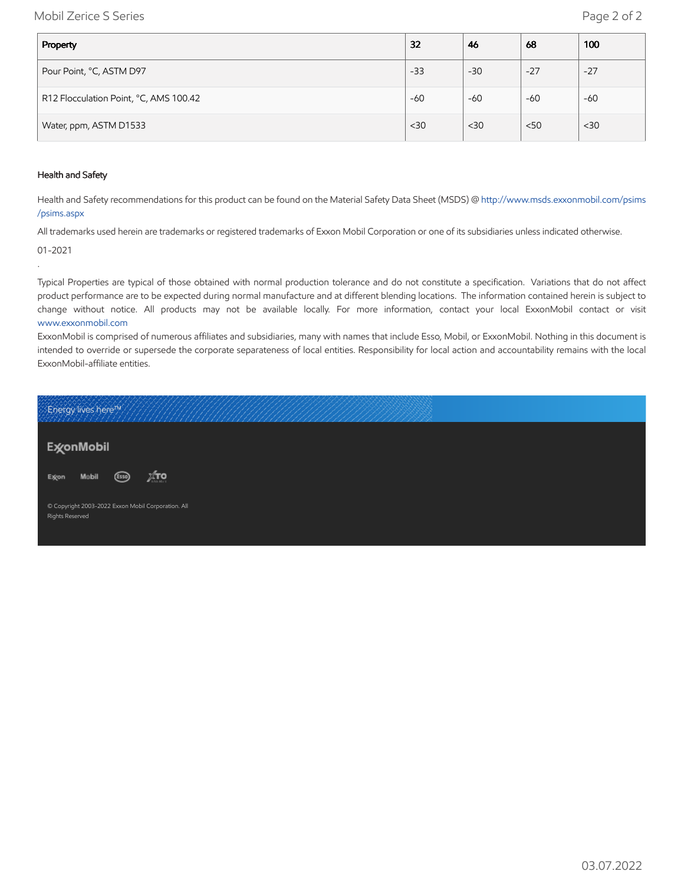| Property | 32 | 46 | 68 | 100 |
| --- | --- | --- | --- | --- |
| Pour Point, °C, ASTM D97 | -33 | -30 | -27 | -27 |
| R12 Flocculation Point, °C, AMS 100.42 | -60 | -60 | -60 | -60 |
| Water, ppm, ASTM D1533 | <30 | <30 | <50 | <30 |

### Health and Safety

Health and Safety recommendations for this product can be found on the Material Safety Data Sheet (MSDS) @ http://www.msds.exxonmobil.com/psims/psims.aspx

All trademarks used herein are trademarks or registered trademarks of Exxon Mobil Corporation or one of its subsidiaries unless indicated otherwise.

01-2021

.

Typical Properties are typical of those obtained with normal production tolerance and do not constitute a specification. Variations that do not affect product performance are to be expected during normal manufacture and at different blending locations. The information contained herein is subject to change without notice. All products may not be available locally. For more information, contact your local ExxonMobil contact or visit www.exxonmobil.com

ExxonMobil is comprised of numerous affiliates and subsidiaries, many with names that include Esso, Mobil, or ExxonMobil. Nothing in this document is intended to override or supersede the corporate separateness of local entities. Responsibility for local action and accountability remains with the local ExxonMobil-affiliate entities.

Energy lives here™

ExxonMobil

Exxon Mobil Esso XTO

© Copyright 2003-2022 Exxon Mobil Corporation. All Rights Reserved

03.07.2022